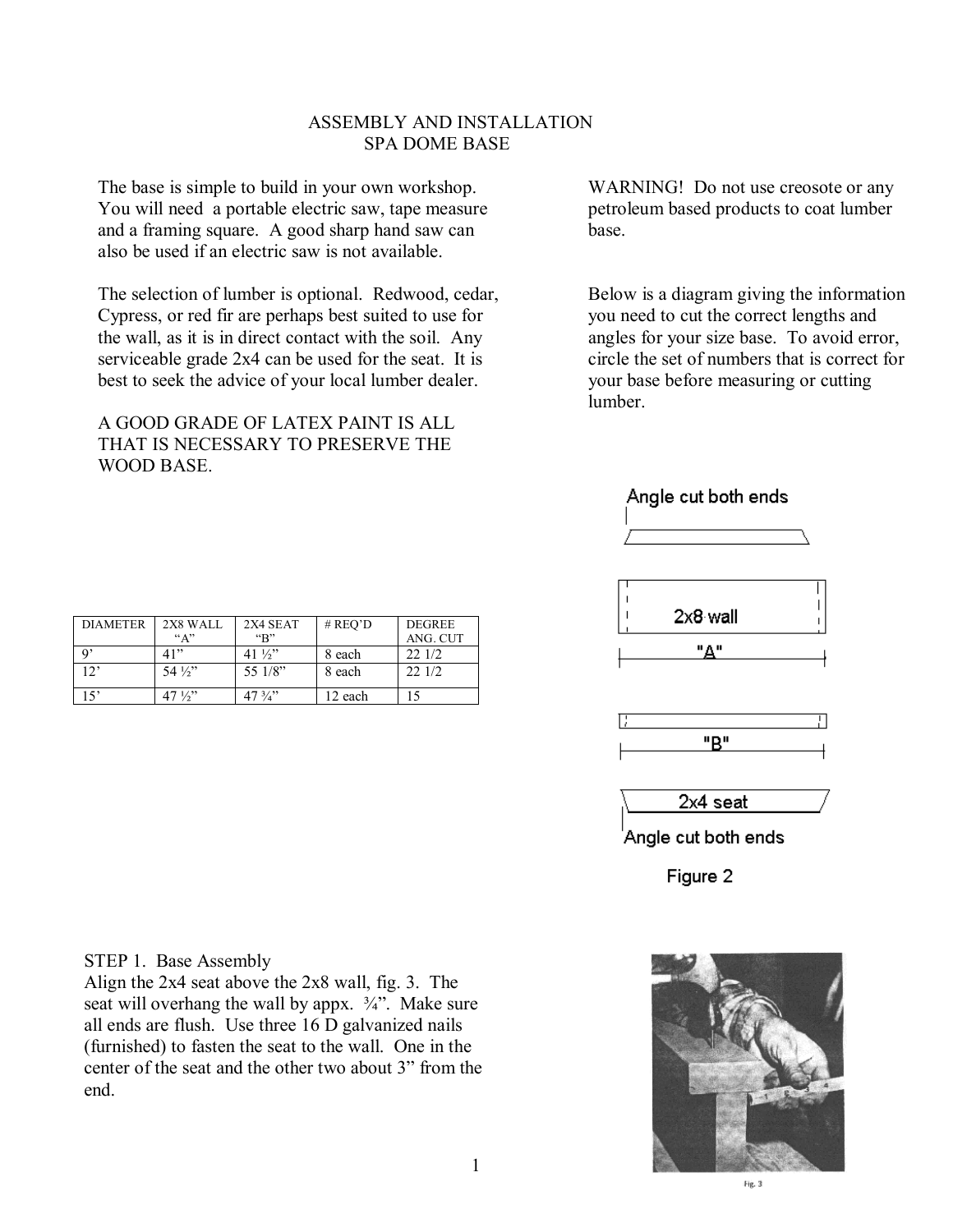# ASSEMBLY AND INSTALLATION
## SPA DOME BASE

The base is simple to build in your own workshop. You will need a portable electric saw, tape measure and a framing square. A good sharp hand saw can also be used if an electric saw is not available.

The selection of lumber is optional. Redwood, cedar, Cypress, or red fir are perhaps best suited to use for the wall, as it is in direct contact with the soil. Any serviceable grade 2x4 can be used for the seat. It is best to seek the advice of your local lumber dealer.

A GOOD GRADE OF LATEX PAINT IS ALL THAT IS NECESSARY TO PRESERVE THE WOOD BASE.

WARNING! Do not use creosote or any petroleum based products to coat lumber base.

Below is a diagram giving the information you need to cut the correct lengths and angles for your size base. To avoid error, circle the set of numbers that is correct for your base before measuring or cutting lumber.

| DIAMETER | 2X8 WALL "A" | 2X4 SEAT "B" | # REQ'D | DEGREE ANG. CUT |
|---|---|---|---|---|
| 9' | 41" | 41 ½" | 8 each | 22 1/2 |
| 12' | 54 ½" | 55 1/8" | 8 each | 22 1/2 |
| 15' | 47 ½" | 47 ¾" | 12 each | 15 |

Angle cut both ends

2x8 wall

"A"

"B"

2x4 seat

Angle cut both ends

Figure 2

STEP 1. Base Assembly
Align the 2x4 seat above the 2x8 wall, fig. 3. The seat will overhang the wall by appx. ¾". Make sure all ends are flush. Use three 16 D galvanized nails (furnished) to fasten the seat to the wall. One in the center of the seat and the other two about 3" from the end.

Fig. 3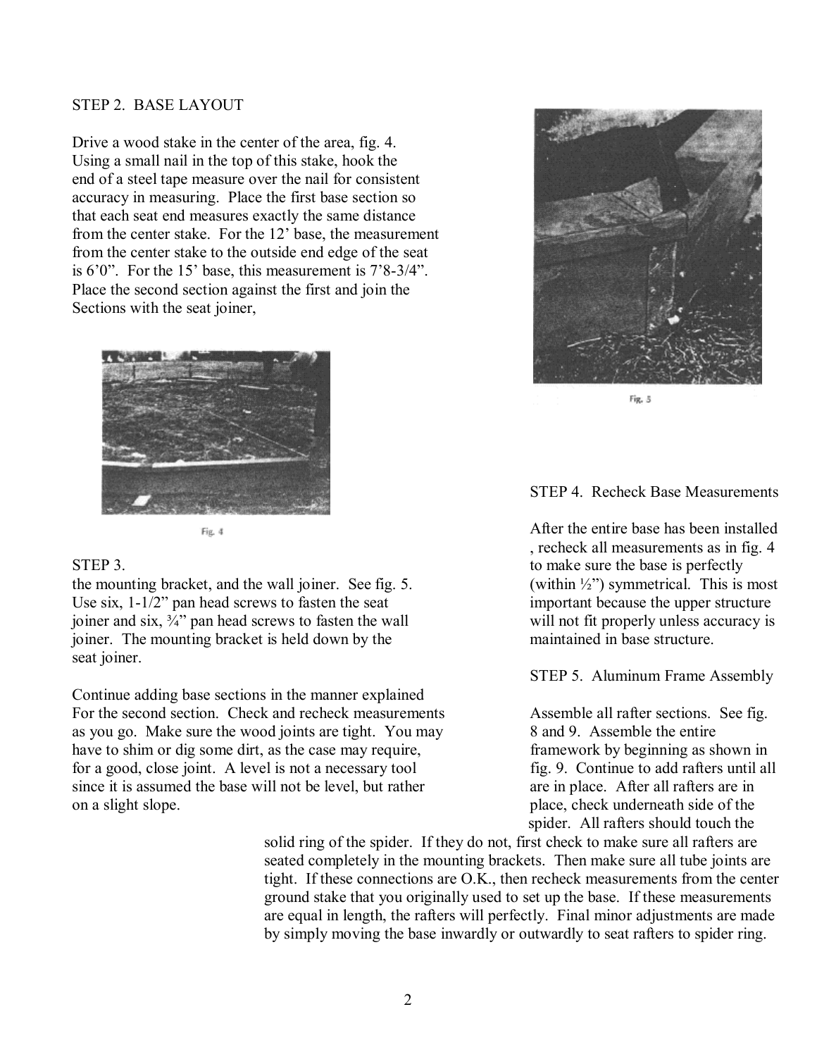STEP 2. BASE LAYOUT

Drive a wood stake in the center of the area, fig. 4. Using a small nail in the top of this stake, hook the end of a steel tape measure over the nail for consistent accuracy in measuring. Place the first base section so that each seat end measures exactly the same distance from the center stake. For the 12' base, the measurement from the center stake to the outside end edge of the seat is 6'0". For the 15' base, this measurement is 7'8-3/4". Place the second section against the first and join the Sections with the seat joiner,

Fig. 4

STEP 3.
the mounting bracket, and the wall joiner. See fig. 5. Use six, 1-1/2" pan head screws to fasten the seat joiner and six, ¾" pan head screws to fasten the wall joiner. The mounting bracket is held down by the seat joiner.

Continue adding base sections in the manner explained For the second section. Check and recheck measurements as you go. Make sure the wood joints are tight. You may have to shim or dig some dirt, as the case may require, for a good, close joint. A level is not a necessary tool since it is assumed the base will not be level, but rather on a slight slope.

Fig. 5

STEP 4. Recheck Base Measurements

After the entire base has been installed , recheck all measurements as in fig. 4 to make sure the base is perfectly (within ½") symmetrical. This is most important because the upper structure will not fit properly unless accuracy is maintained in base structure.

STEP 5. Aluminum Frame Assembly

Assemble all rafter sections. See fig. 8 and 9. Assemble the entire framework by beginning as shown in fig. 9. Continue to add rafters until all are in place. After all rafters are in place, check underneath side of the spider. All rafters should touch the solid ring of the spider. If they do not, first check to make sure all rafters are seated completely in the mounting brackets. Then make sure all tube joints are tight. If these connections are O.K., then recheck measurements from the center ground stake that you originally used to set up the base. If these measurements are equal in length, the rafters will perfectly. Final minor adjustments are made by simply moving the base inwardly or outwardly to seat rafters to spider ring.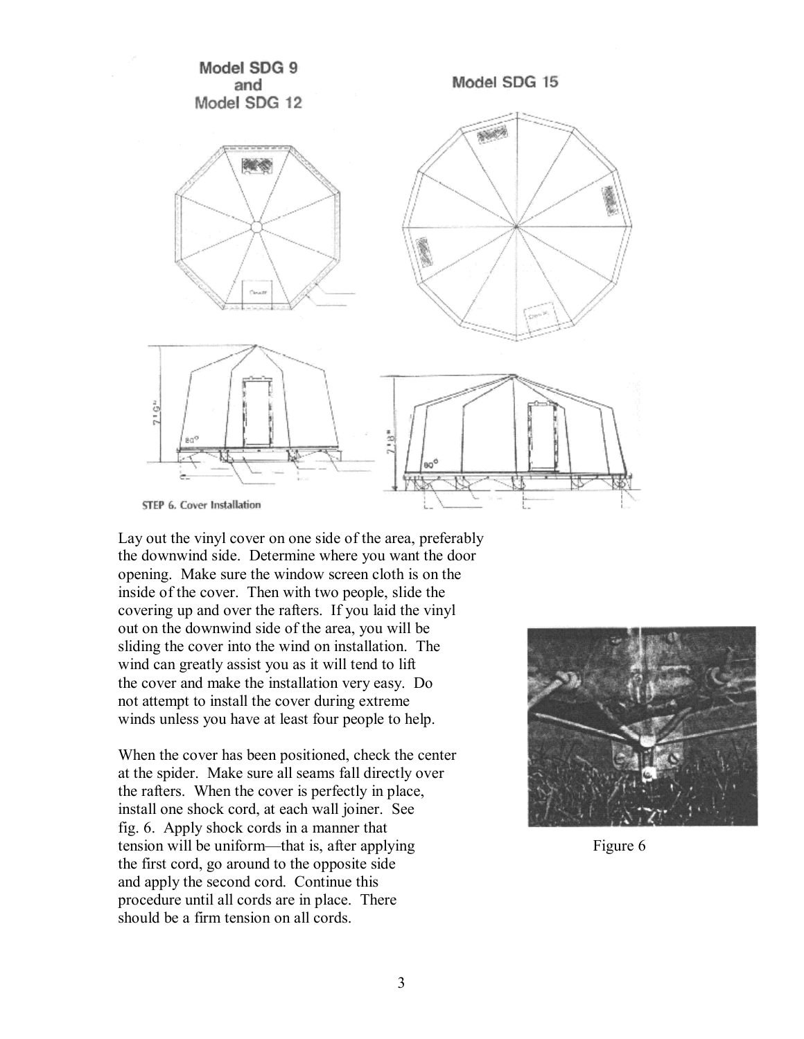Model SDG 9 and Model SDG 12

Model SDG 15

STEP 6. Cover Installation

Lay out the vinyl cover on one side of the area, preferably the downwind side. Determine where you want the door opening. Make sure the window screen cloth is on the inside of the cover. Then with two people, slide the covering up and over the rafters. If you laid the vinyl out on the downwind side of the area, you will be sliding the cover into the wind on installation. The wind can greatly assist you as it will tend to lift the cover and make the installation very easy. Do not attempt to install the cover during extreme winds unless you have at least four people to help.

When the cover has been positioned, check the center at the spider. Make sure all seams fall directly over the rafters. When the cover is perfectly in place, install one shock cord, at each wall joiner. See fig. 6. Apply shock cords in a manner that tension will be uniform—that is, after applying the first cord, go around to the opposite side and apply the second cord. Continue this procedure until all cords are in place. There should be a firm tension on all cords.

Figure 6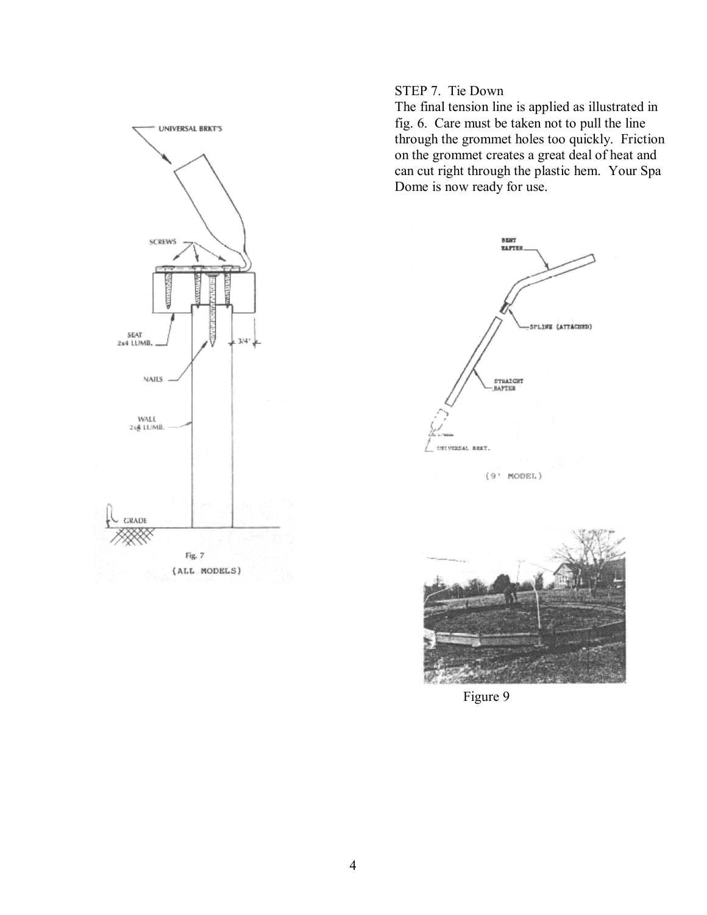STEP 7. Tie Down

The final tension line is applied as illustrated in fig. 6. Care must be taken not to pull the line through the grommet holes too quickly. Friction on the grommet creates a great deal of heat and can cut right through the plastic hem. Your Spa Dome is now ready for use.

UNIVERSAL BRKT'S

SCREWS

SEAT
2x4 LUMB.

3/4"

NAILS

WALL
2x4 LUMB.

GRADE

Fig. 7
(ALL MODELS)

BENT
RAFTER

SPLINE (ATTACHED)

STRAIGHT
RAFTER

UNIVERSAL BRKT.

(9' MODEL)

Figure 9